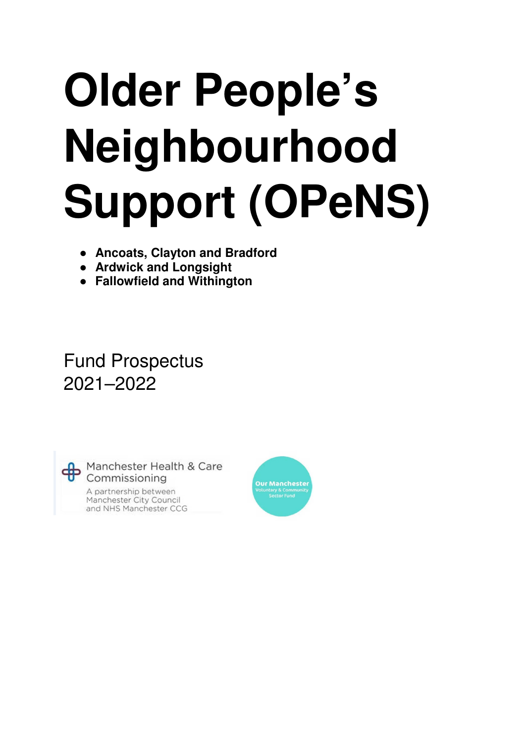# Older People's Neighbourhood Support (OPeNS)

- **Ancoats, Clayton and Bradford**
- **Ardwick and Longsight**
- **Fallowfield and Withington**

Fund Prospectus
2021–2022

Manchester Health & Care Commissioning
A partnership between Manchester City Council and NHS Manchester CCG

Our Manchester Voluntary & Community Sector Fund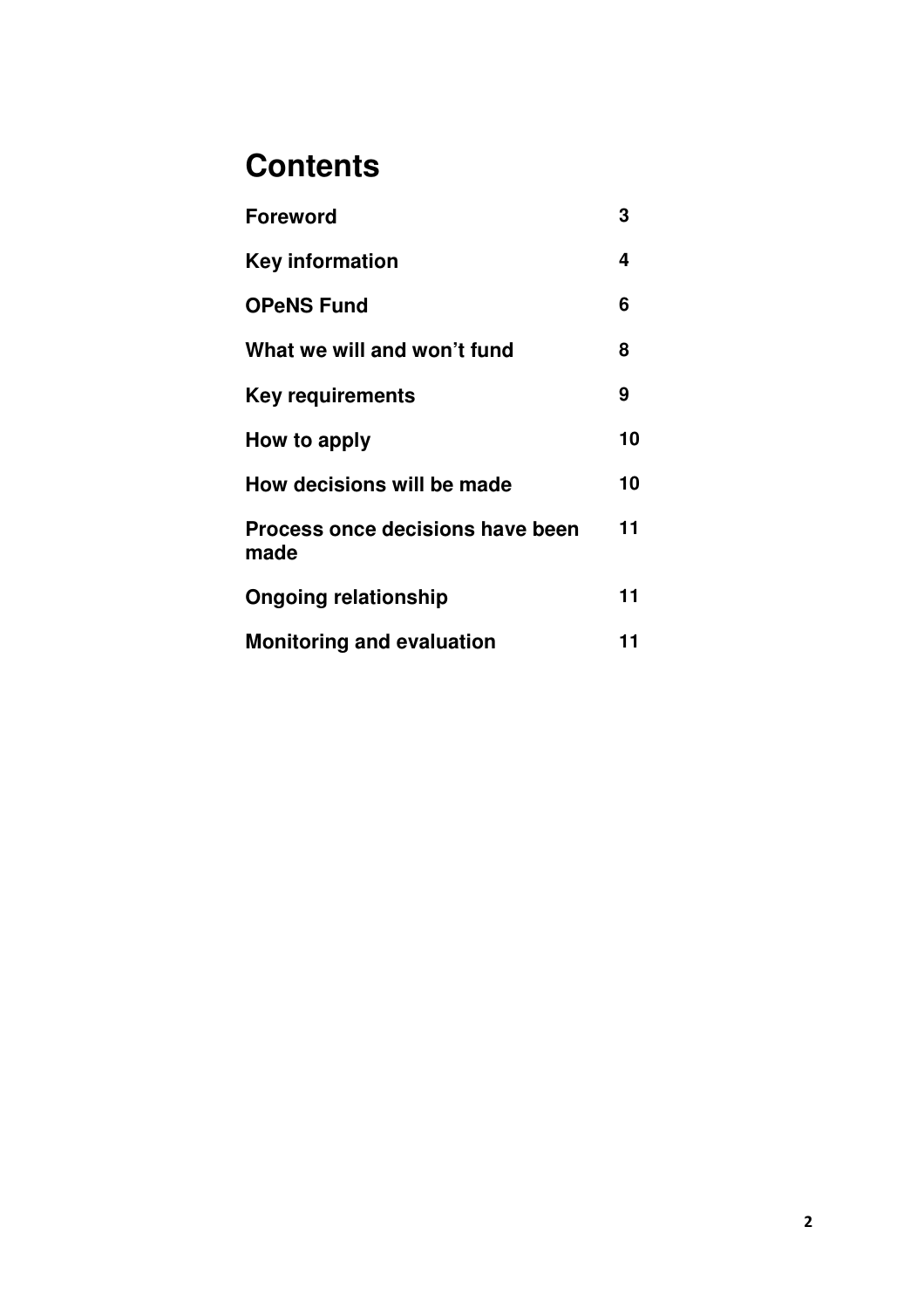# Contents

| | |
|---|---|
| **Foreword** | **3** |
| **Key information** | **4** |
| **OPeNS Fund** | **6** |
| **What we will and won't fund** | **8** |
| **Key requirements** | **9** |
| **How to apply** | **10** |
| **How decisions will be made** | **10** |
| **Process once decisions have been made** | **11** |
| **Ongoing relationship** | **11** |
| **Monitoring and evaluation** | **11** |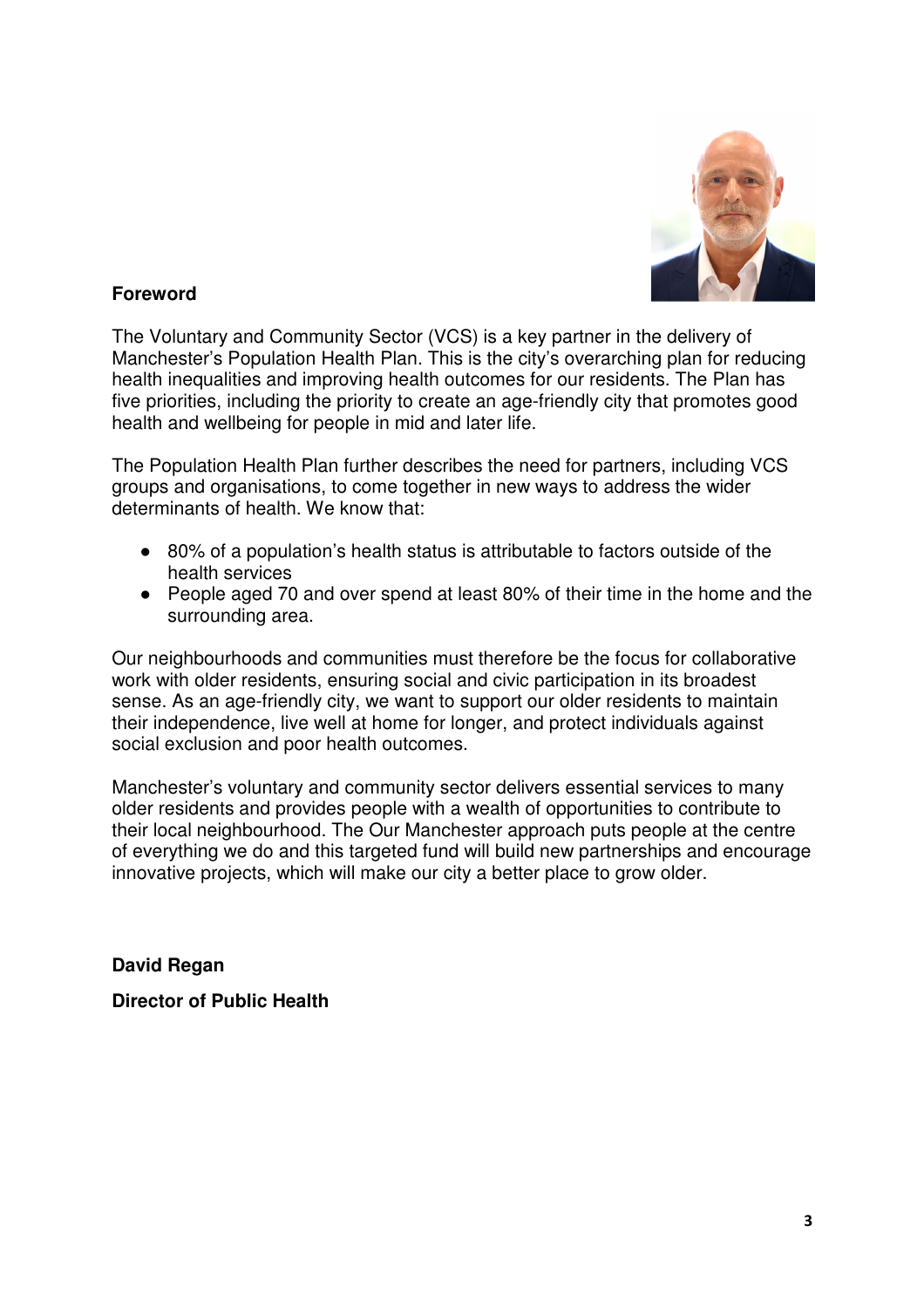## Foreword

The Voluntary and Community Sector (VCS) is a key partner in the delivery of Manchester's Population Health Plan. This is the city's overarching plan for reducing health inequalities and improving health outcomes for our residents. The Plan has five priorities, including the priority to create an age-friendly city that promotes good health and wellbeing for people in mid and later life.

The Population Health Plan further describes the need for partners, including VCS groups and organisations, to come together in new ways to address the wider determinants of health. We know that:

- 80% of a population's health status is attributable to factors outside of the health services
- People aged 70 and over spend at least 80% of their time in the home and the surrounding area.

Our neighbourhoods and communities must therefore be the focus for collaborative work with older residents, ensuring social and civic participation in its broadest sense. As an age-friendly city, we want to support our older residents to maintain their independence, live well at home for longer, and protect individuals against social exclusion and poor health outcomes.

Manchester's voluntary and community sector delivers essential services to many older residents and provides people with a wealth of opportunities to contribute to their local neighbourhood. The Our Manchester approach puts people at the centre of everything we do and this targeted fund will build new partnerships and encourage innovative projects, which will make our city a better place to grow older.

**David Regan**

**Director of Public Health**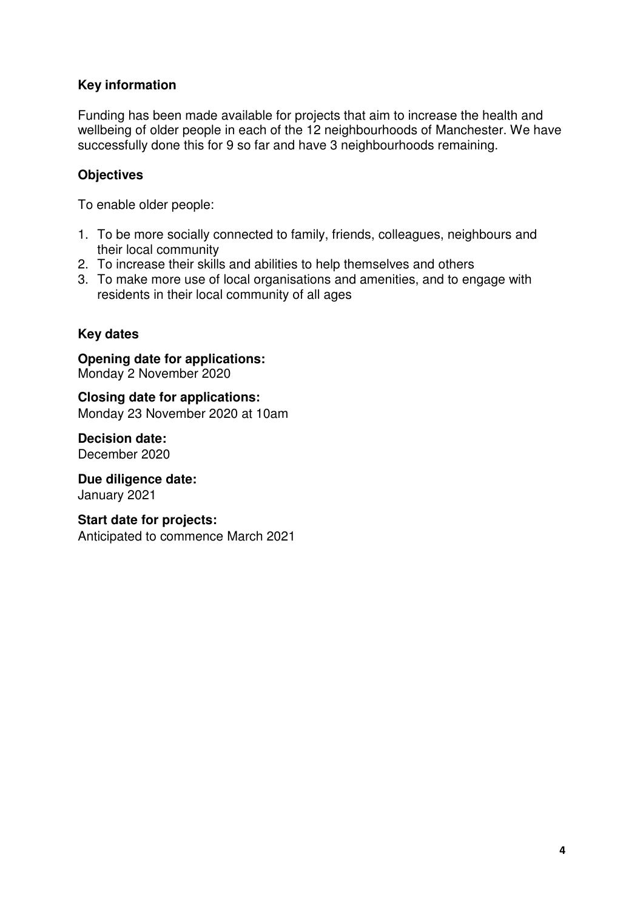## Key information

Funding has been made available for projects that aim to increase the health and wellbeing of older people in each of the 12 neighbourhoods of Manchester. We have successfully done this for 9 so far and have 3 neighbourhoods remaining.

## Objectives

To enable older people:

1. To be more socially connected to family, friends, colleagues, neighbours and their local community
2. To increase their skills and abilities to help themselves and others
3. To make more use of local organisations and amenities, and to engage with residents in their local community of all ages

## Key dates

**Opening date for applications:**
Monday 2 November 2020

**Closing date for applications:**
Monday 23 November 2020 at 10am

**Decision date:**
December 2020

**Due diligence date:**
January 2021

**Start date for projects:**
Anticipated to commence March 2021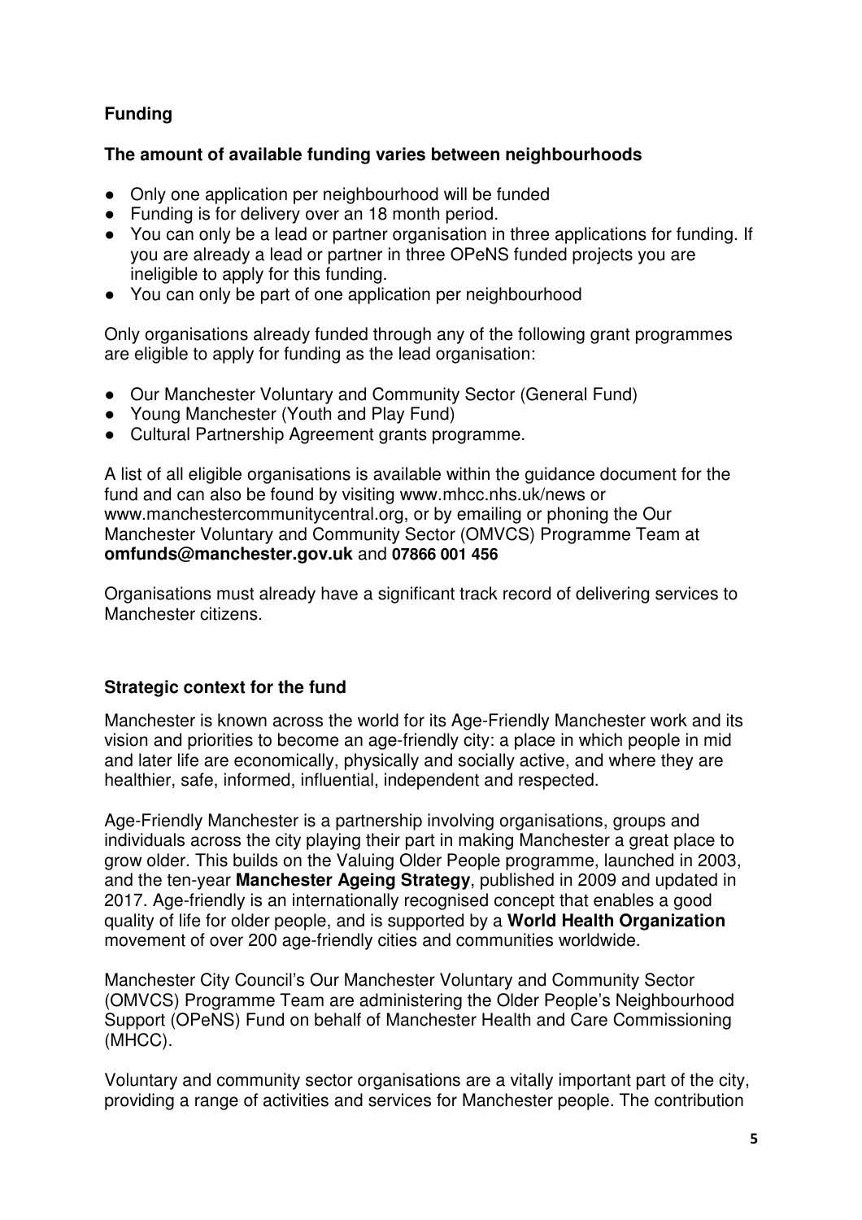## Funding

**The amount of available funding varies between neighbourhoods**

- Only one application per neighbourhood will be funded
- Funding is for delivery over an 18 month period.
- You can only be a lead or partner organisation in three applications for funding. If you are already a lead or partner in three OPeNS funded projects you are ineligible to apply for this funding.
- You can only be part of one application per neighbourhood

Only organisations already funded through any of the following grant programmes are eligible to apply for funding as the lead organisation:

- Our Manchester Voluntary and Community Sector (General Fund)
- Young Manchester (Youth and Play Fund)
- Cultural Partnership Agreement grants programme.

A list of all eligible organisations is available within the guidance document for the fund and can also be found by visiting www.mhcc.nhs.uk/news or www.manchestercommunitycentral.org, or by emailing or phoning the Our Manchester Voluntary and Community Sector (OMVCS) Programme Team at **omfunds@manchester.gov.uk** and **07866 001 456**

Organisations must already have a significant track record of delivering services to Manchester citizens.

## Strategic context for the fund

Manchester is known across the world for its Age-Friendly Manchester work and its vision and priorities to become an age-friendly city: a place in which people in mid and later life are economically, physically and socially active, and where they are healthier, safe, informed, influential, independent and respected.

Age-Friendly Manchester is a partnership involving organisations, groups and individuals across the city playing their part in making Manchester a great place to grow older. This builds on the Valuing Older People programme, launched in 2003, and the ten-year **Manchester Ageing Strategy**, published in 2009 and updated in 2017. Age-friendly is an internationally recognised concept that enables a good quality of life for older people, and is supported by a **World Health Organization** movement of over 200 age-friendly cities and communities worldwide.

Manchester City Council's Our Manchester Voluntary and Community Sector (OMVCS) Programme Team are administering the Older People's Neighbourhood Support (OPeNS) Fund on behalf of Manchester Health and Care Commissioning (MHCC).

Voluntary and community sector organisations are a vitally important part of the city, providing a range of activities and services for Manchester people. The contribution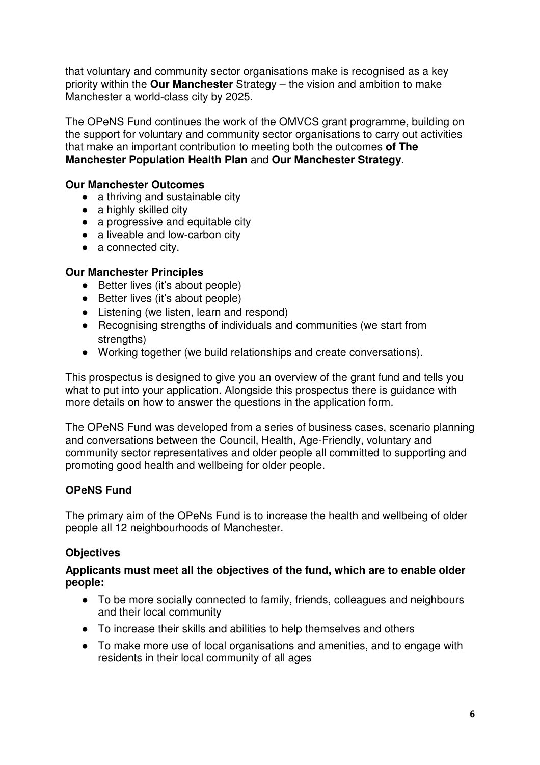that voluntary and community sector organisations make is recognised as a key priority within the **Our Manchester** Strategy – the vision and ambition to make Manchester a world-class city by 2025.

The OPeNS Fund continues the work of the OMVCS grant programme, building on the support for voluntary and community sector organisations to carry out activities that make an important contribution to meeting both the outcomes **of The Manchester Population Health Plan** and **Our Manchester Strategy**.

**Our Manchester Outcomes**

- a thriving and sustainable city
- a highly skilled city
- a progressive and equitable city
- a liveable and low-carbon city
- a connected city.

**Our Manchester Principles**

- Better lives (it's about people)
- Better lives (it's about people)
- Listening (we listen, learn and respond)
- Recognising strengths of individuals and communities (we start from strengths)
- Working together (we build relationships and create conversations).

This prospectus is designed to give you an overview of the grant fund and tells you what to put into your application. Alongside this prospectus there is guidance with more details on how to answer the questions in the application form.

The OPeNS Fund was developed from a series of business cases, scenario planning and conversations between the Council, Health, Age-Friendly, voluntary and community sector representatives and older people all committed to supporting and promoting good health and wellbeing for older people.

**OPeNS Fund**

The primary aim of the OPeNs Fund is to increase the health and wellbeing of older people all 12 neighbourhoods of Manchester.

**Objectives**

**Applicants must meet all the objectives of the fund, which are to enable older people:**

- To be more socially connected to family, friends, colleagues and neighbours and their local community
- To increase their skills and abilities to help themselves and others
- To make more use of local organisations and amenities, and to engage with residents in their local community of all ages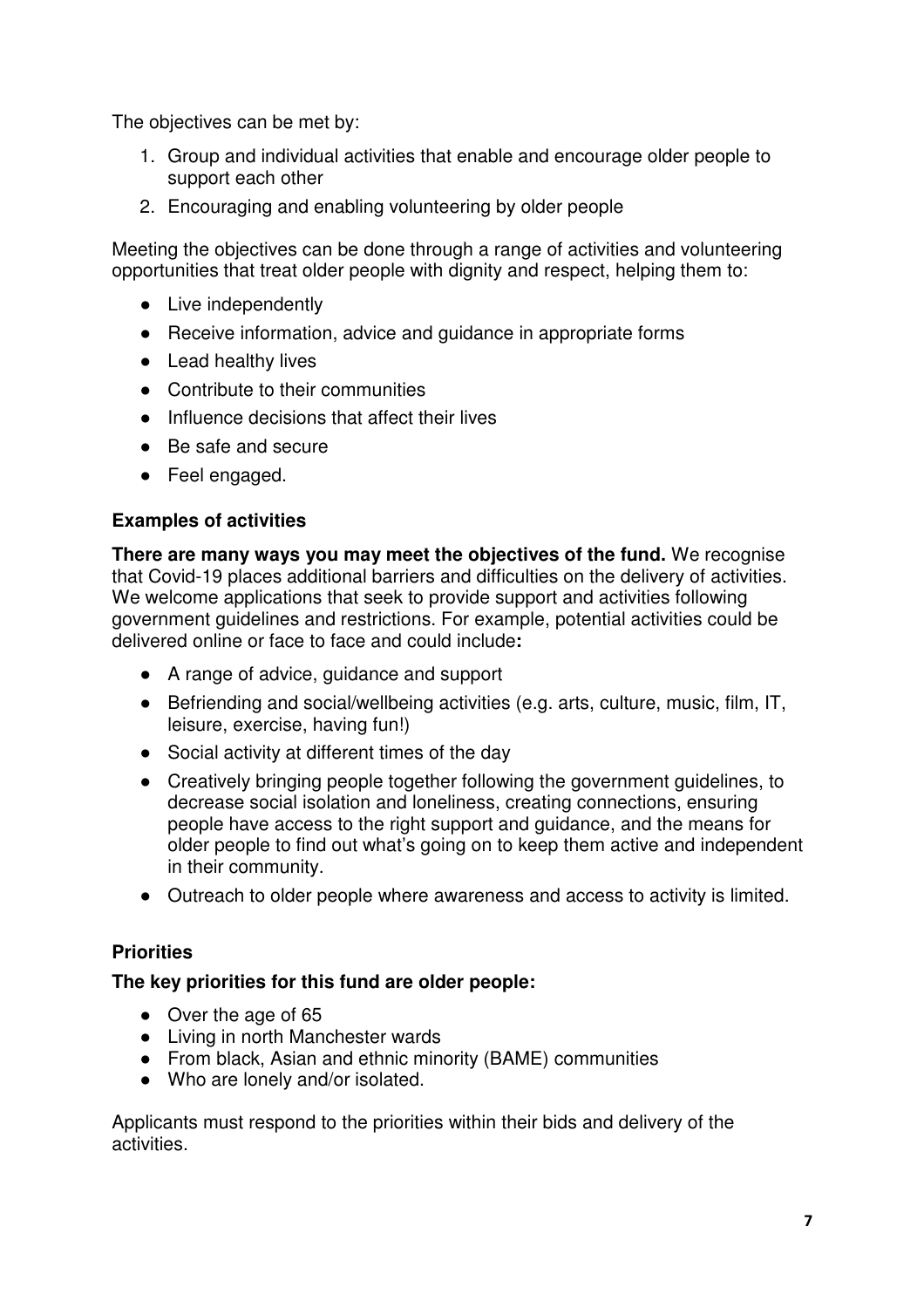The objectives can be met by:

1. Group and individual activities that enable and encourage older people to support each other
2. Encouraging and enabling volunteering by older people

Meeting the objectives can be done through a range of activities and volunteering opportunities that treat older people with dignity and respect, helping them to:

- Live independently
- Receive information, advice and guidance in appropriate forms
- Lead healthy lives
- Contribute to their communities
- Influence decisions that affect their lives
- Be safe and secure
- Feel engaged.

### Examples of activities

**There are many ways you may meet the objectives of the fund.** We recognise that Covid-19 places additional barriers and difficulties on the delivery of activities. We welcome applications that seek to provide support and activities following government guidelines and restrictions. For example, potential activities could be delivered online or face to face and could include**:**

- A range of advice, guidance and support
- Befriending and social/wellbeing activities (e.g. arts, culture, music, film, IT, leisure, exercise, having fun!)
- Social activity at different times of the day
- Creatively bringing people together following the government guidelines, to decrease social isolation and loneliness, creating connections, ensuring people have access to the right support and guidance, and the means for older people to find out what's going on to keep them active and independent in their community.
- Outreach to older people where awareness and access to activity is limited.

### Priorities

**The key priorities for this fund are older people:**

- Over the age of 65
- Living in north Manchester wards
- From black, Asian and ethnic minority (BAME) communities
- Who are lonely and/or isolated.

Applicants must respond to the priorities within their bids and delivery of the activities.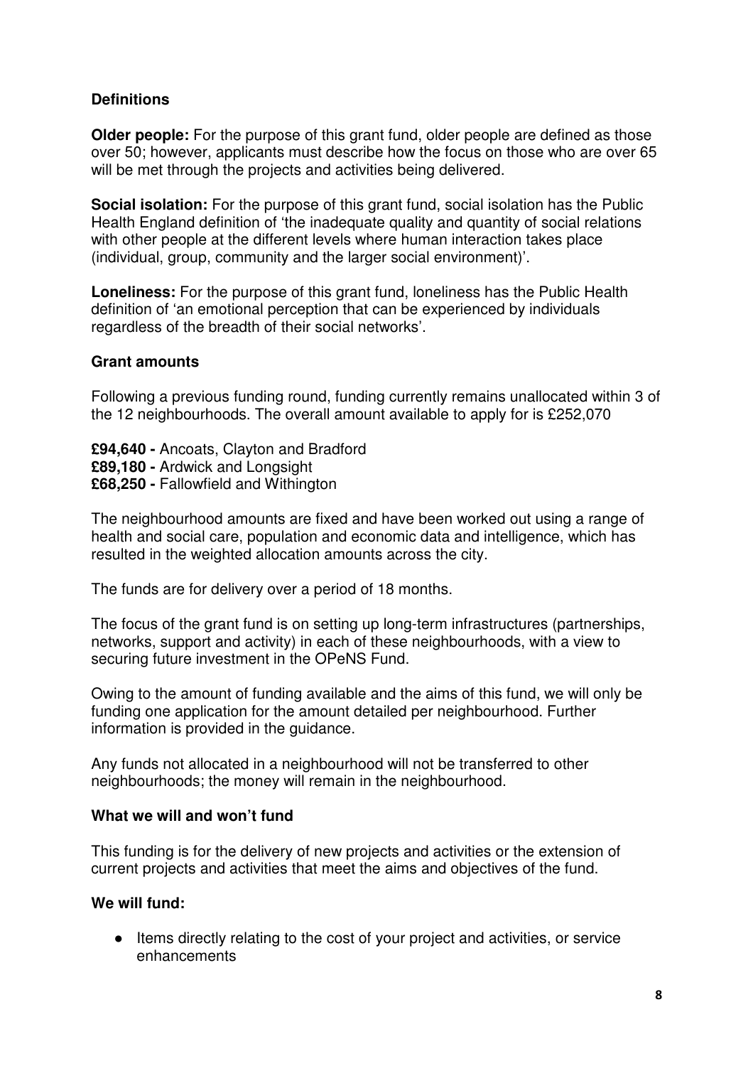## Definitions

**Older people:** For the purpose of this grant fund, older people are defined as those over 50; however, applicants must describe how the focus on those who are over 65 will be met through the projects and activities being delivered.

**Social isolation:** For the purpose of this grant fund, social isolation has the Public Health England definition of 'the inadequate quality and quantity of social relations with other people at the different levels where human interaction takes place (individual, group, community and the larger social environment)'.

**Loneliness:** For the purpose of this grant fund, loneliness has the Public Health definition of 'an emotional perception that can be experienced by individuals regardless of the breadth of their social networks'.

## Grant amounts

Following a previous funding round, funding currently remains unallocated within 3 of the 12 neighbourhoods. The overall amount available to apply for is £252,070

**£94,640 -** Ancoats, Clayton and Bradford
**£89,180 -** Ardwick and Longsight
**£68,250 -** Fallowfield and Withington

The neighbourhood amounts are fixed and have been worked out using a range of health and social care, population and economic data and intelligence, which has resulted in the weighted allocation amounts across the city.

The funds are for delivery over a period of 18 months.

The focus of the grant fund is on setting up long-term infrastructures (partnerships, networks, support and activity) in each of these neighbourhoods, with a view to securing future investment in the OPeNS Fund.

Owing to the amount of funding available and the aims of this fund, we will only be funding one application for the amount detailed per neighbourhood. Further information is provided in the guidance.

Any funds not allocated in a neighbourhood will not be transferred to other neighbourhoods; the money will remain in the neighbourhood.

## What we will and won't fund

This funding is for the delivery of new projects and activities or the extension of current projects and activities that meet the aims and objectives of the fund.

### We will fund:

- Items directly relating to the cost of your project and activities, or service enhancements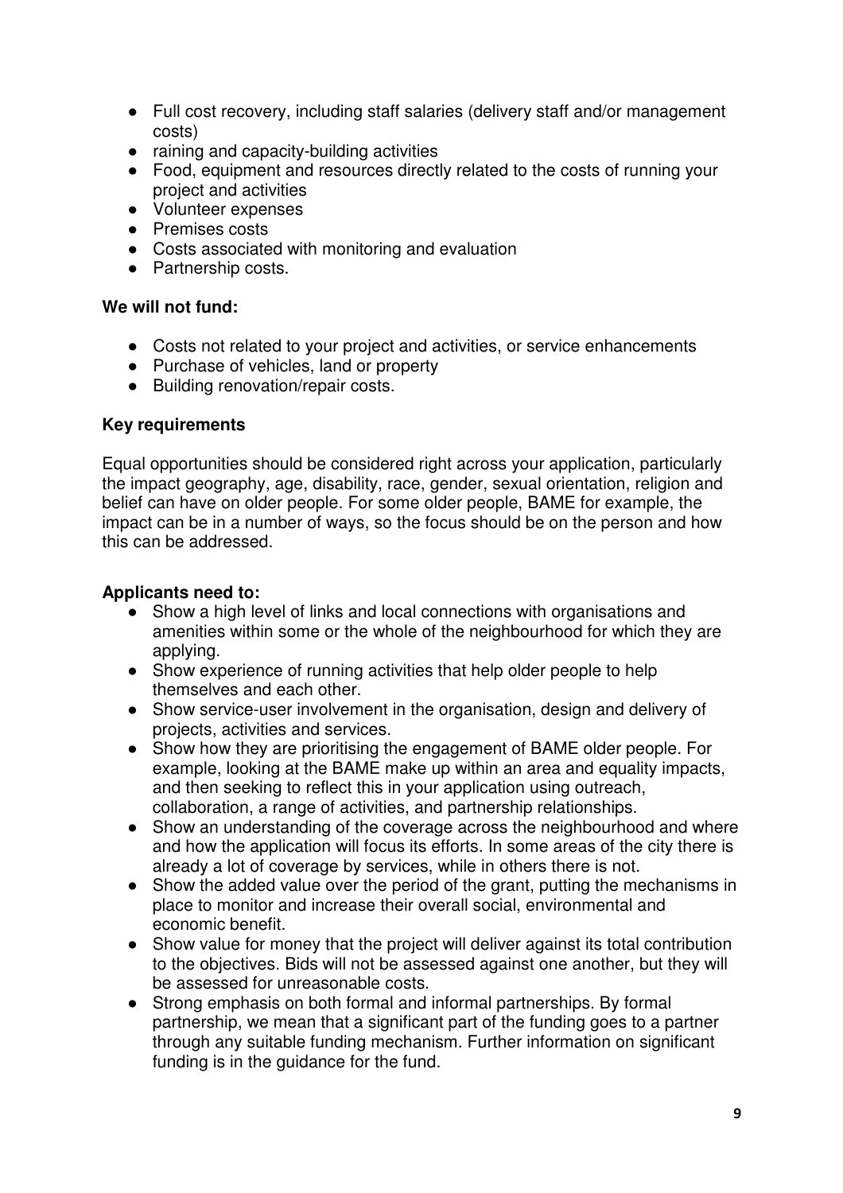- Full cost recovery, including staff salaries (delivery staff and/or management costs)
- raining and capacity-building activities
- Food, equipment and resources directly related to the costs of running your project and activities
- Volunteer expenses
- Premises costs
- Costs associated with monitoring and evaluation
- Partnership costs.

**We will not fund:**

- Costs not related to your project and activities, or service enhancements
- Purchase of vehicles, land or property
- Building renovation/repair costs.

**Key requirements**

Equal opportunities should be considered right across your application, particularly the impact geography, age, disability, race, gender, sexual orientation, religion and belief can have on older people. For some older people, BAME for example, the impact can be in a number of ways, so the focus should be on the person and how this can be addressed.

**Applicants need to:**

- Show a high level of links and local connections with organisations and amenities within some or the whole of the neighbourhood for which they are applying.
- Show experience of running activities that help older people to help themselves and each other.
- Show service-user involvement in the organisation, design and delivery of projects, activities and services.
- Show how they are prioritising the engagement of BAME older people. For example, looking at the BAME make up within an area and equality impacts, and then seeking to reflect this in your application using outreach, collaboration, a range of activities, and partnership relationships.
- Show an understanding of the coverage across the neighbourhood and where and how the application will focus its efforts. In some areas of the city there is already a lot of coverage by services, while in others there is not.
- Show the added value over the period of the grant, putting the mechanisms in place to monitor and increase their overall social, environmental and economic benefit.
- Show value for money that the project will deliver against its total contribution to the objectives. Bids will not be assessed against one another, but they will be assessed for unreasonable costs.
- Strong emphasis on both formal and informal partnerships. By formal partnership, we mean that a significant part of the funding goes to a partner through any suitable funding mechanism. Further information on significant funding is in the guidance for the fund.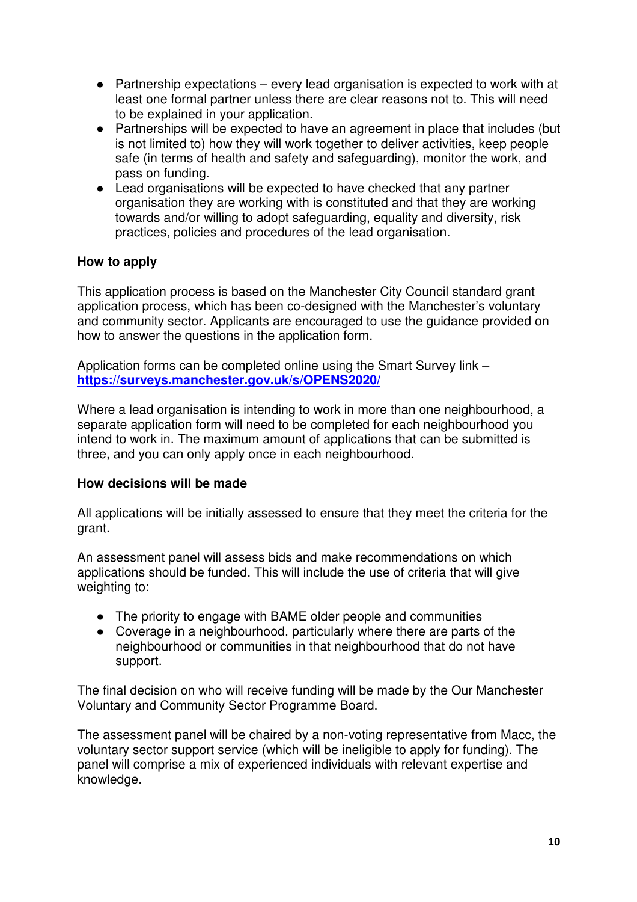- Partnership expectations – every lead organisation is expected to work with at least one formal partner unless there are clear reasons not to. This will need to be explained in your application.
- Partnerships will be expected to have an agreement in place that includes (but is not limited to) how they will work together to deliver activities, keep people safe (in terms of health and safety and safeguarding), monitor the work, and pass on funding.
- Lead organisations will be expected to have checked that any partner organisation they are working with is constituted and that they are working towards and/or willing to adopt safeguarding, equality and diversity, risk practices, policies and procedures of the lead organisation.

**How to apply**

This application process is based on the Manchester City Council standard grant application process, which has been co-designed with the Manchester's voluntary and community sector. Applicants are encouraged to use the guidance provided on how to answer the questions in the application form.

Application forms can be completed online using the Smart Survey link – **https://surveys.manchester.gov.uk/s/OPENS2020/**

Where a lead organisation is intending to work in more than one neighbourhood, a separate application form will need to be completed for each neighbourhood you intend to work in. The maximum amount of applications that can be submitted is three, and you can only apply once in each neighbourhood.

**How decisions will be made**

All applications will be initially assessed to ensure that they meet the criteria for the grant.

An assessment panel will assess bids and make recommendations on which applications should be funded. This will include the use of criteria that will give weighting to:

- The priority to engage with BAME older people and communities
- Coverage in a neighbourhood, particularly where there are parts of the neighbourhood or communities in that neighbourhood that do not have support.

The final decision on who will receive funding will be made by the Our Manchester Voluntary and Community Sector Programme Board.

The assessment panel will be chaired by a non-voting representative from Macc, the voluntary sector support service (which will be ineligible to apply for funding). The panel will comprise a mix of experienced individuals with relevant expertise and knowledge.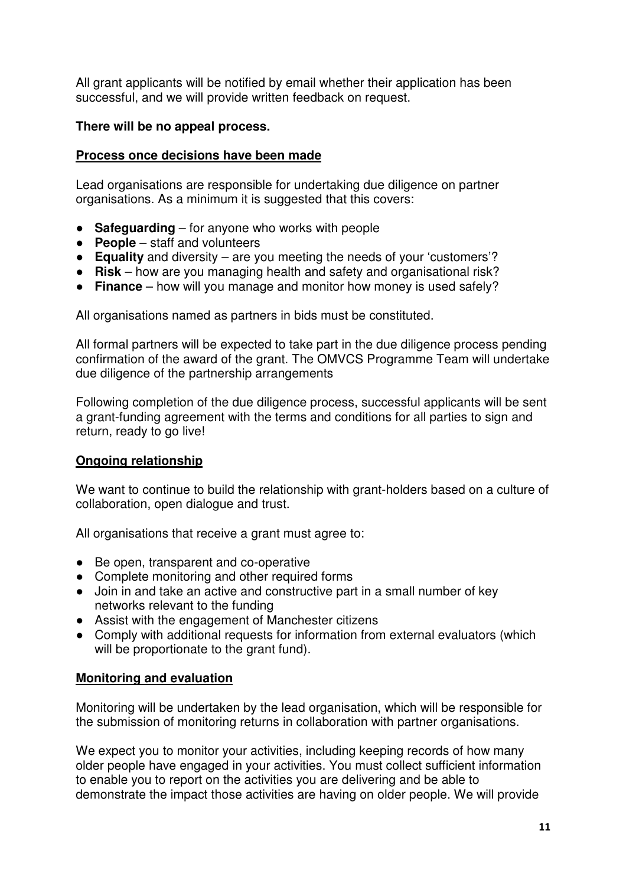All grant applicants will be notified by email whether their application has been successful, and we will provide written feedback on request.

**There will be no appeal process.**

## Process once decisions have been made

Lead organisations are responsible for undertaking due diligence on partner organisations. As a minimum it is suggested that this covers:

- **Safeguarding** – for anyone who works with people
- **People** – staff and volunteers
- **Equality** and diversity – are you meeting the needs of your 'customers'?
- **Risk** – how are you managing health and safety and organisational risk?
- **Finance** – how will you manage and monitor how money is used safely?

All organisations named as partners in bids must be constituted.

All formal partners will be expected to take part in the due diligence process pending confirmation of the award of the grant. The OMVCS Programme Team will undertake due diligence of the partnership arrangements

Following completion of the due diligence process, successful applicants will be sent a grant-funding agreement with the terms and conditions for all parties to sign and return, ready to go live!

## Ongoing relationship

We want to continue to build the relationship with grant-holders based on a culture of collaboration, open dialogue and trust.

All organisations that receive a grant must agree to:

- Be open, transparent and co-operative
- Complete monitoring and other required forms
- Join in and take an active and constructive part in a small number of key networks relevant to the funding
- Assist with the engagement of Manchester citizens
- Comply with additional requests for information from external evaluators (which will be proportionate to the grant fund).

## Monitoring and evaluation

Monitoring will be undertaken by the lead organisation, which will be responsible for the submission of monitoring returns in collaboration with partner organisations.

We expect you to monitor your activities, including keeping records of how many older people have engaged in your activities. You must collect sufficient information to enable you to report on the activities you are delivering and be able to demonstrate the impact those activities are having on older people. We will provide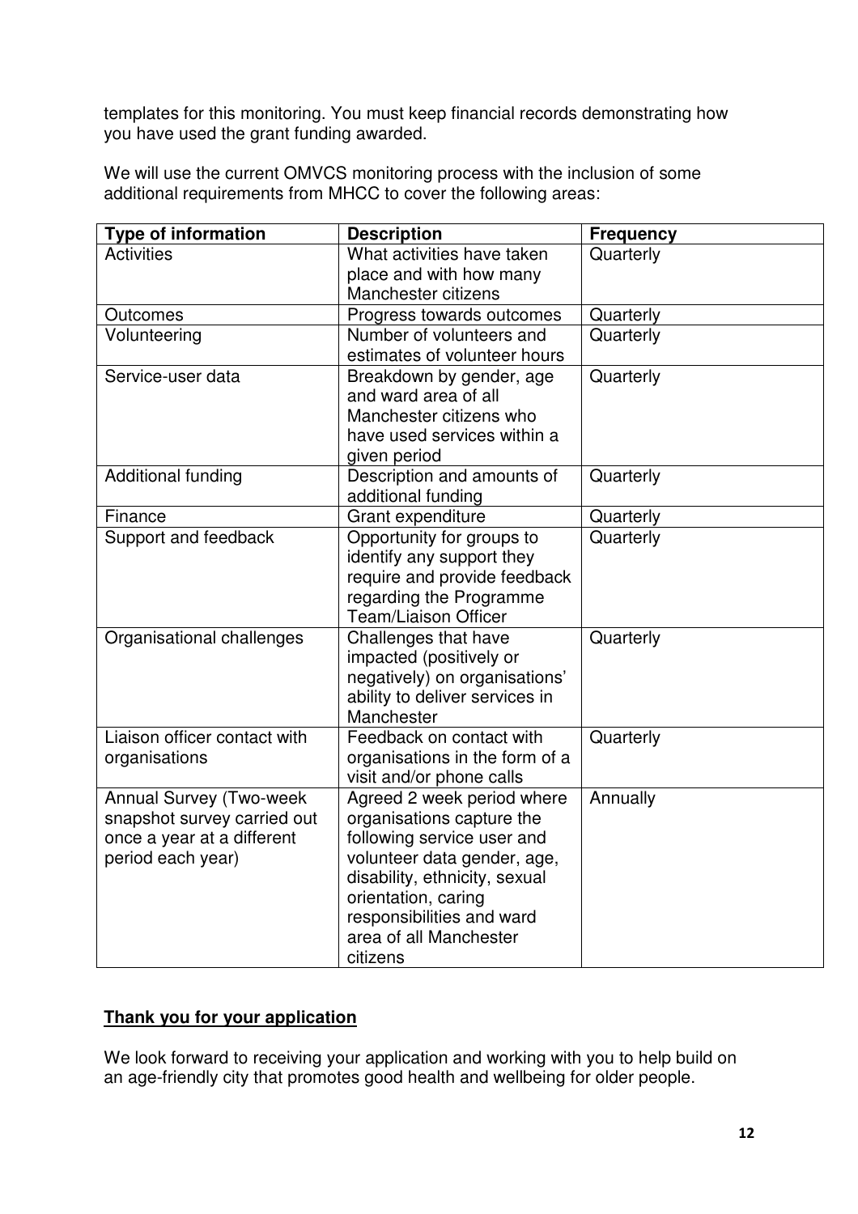templates for this monitoring. You must keep financial records demonstrating how you have used the grant funding awarded.

We will use the current OMVCS monitoring process with the inclusion of some additional requirements from MHCC to cover the following areas:

| Type of information | Description | Frequency |
|---|---|---|
| Activities | What activities have taken place and with how many Manchester citizens | Quarterly |
| Outcomes | Progress towards outcomes | Quarterly |
| Volunteering | Number of volunteers and estimates of volunteer hours | Quarterly |
| Service-user data | Breakdown by gender, age and ward area of all Manchester citizens who have used services within a given period | Quarterly |
| Additional funding | Description and amounts of additional funding | Quarterly |
| Finance | Grant expenditure | Quarterly |
| Support and feedback | Opportunity for groups to identify any support they require and provide feedback regarding the Programme Team/Liaison Officer | Quarterly |
| Organisational challenges | Challenges that have impacted (positively or negatively) on organisations' ability to deliver services in Manchester | Quarterly |
| Liaison officer contact with organisations | Feedback on contact with organisations in the form of a visit and/or phone calls | Quarterly |
| Annual Survey (Two-week snapshot survey carried out once a year at a different period each year) | Agreed 2 week period where organisations capture the following service user and volunteer data gender, age, disability, ethnicity, sexual orientation, caring responsibilities and ward area of all Manchester citizens | Annually |

**Thank you for your application**

We look forward to receiving your application and working with you to help build on an age-friendly city that promotes good health and wellbeing for older people.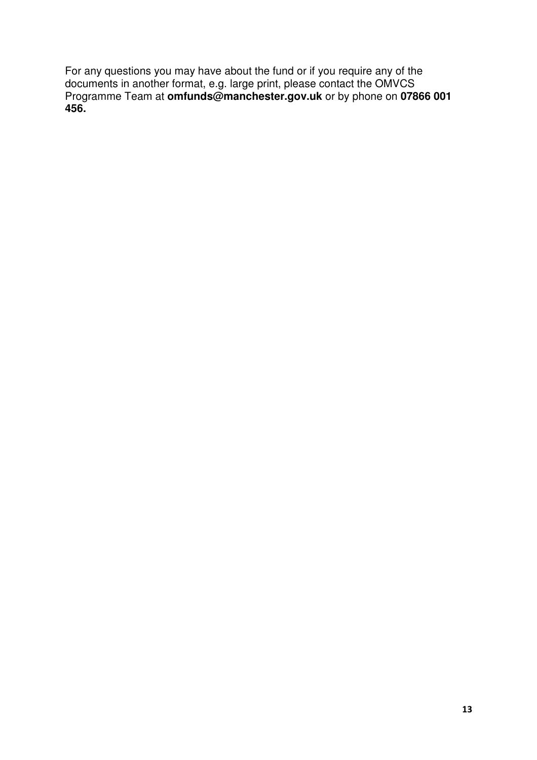For any questions you may have about the fund or if you require any of the documents in another format, e.g. large print, please contact the OMVCS Programme Team at **omfunds@manchester.gov.uk** or by phone on **07866 001 456.**